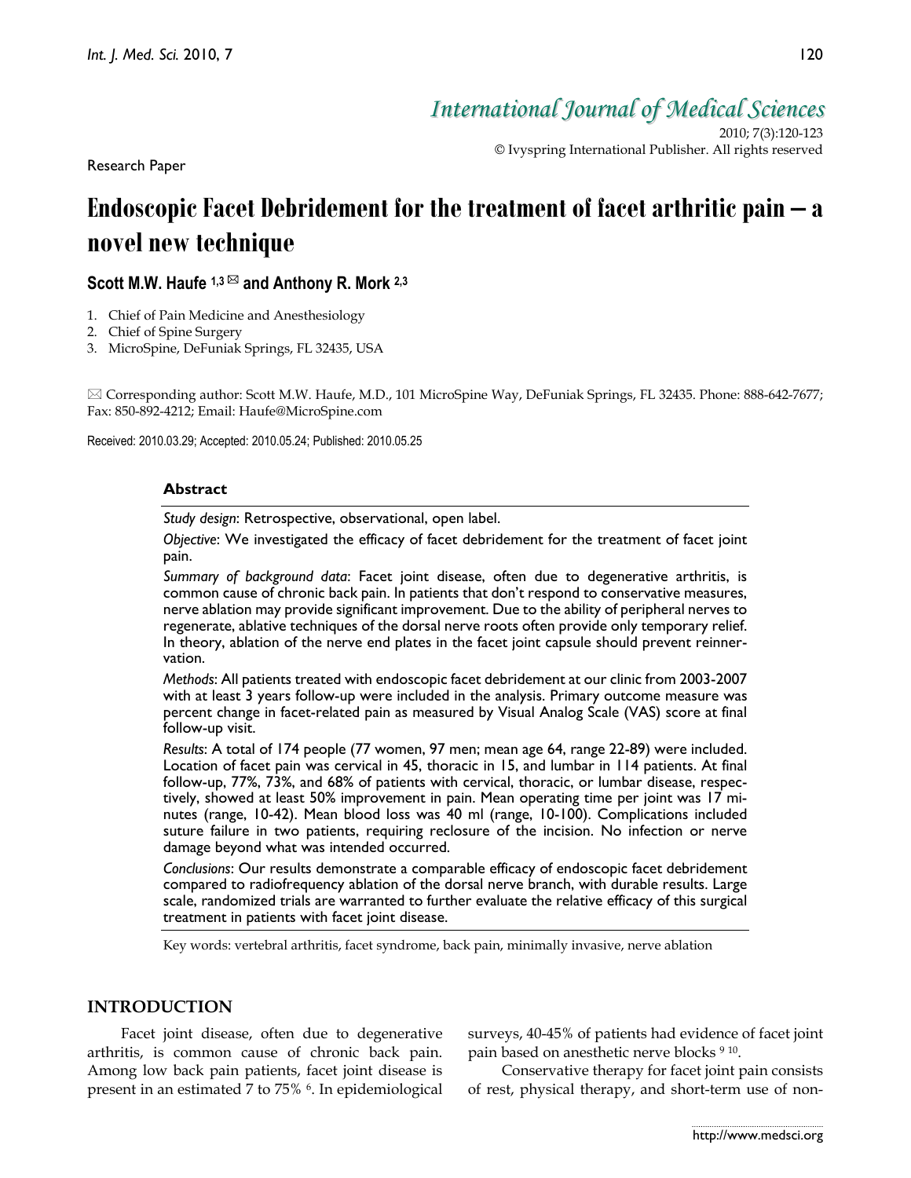Research Paper

# Endoscopic Facet Debridement for the treatment of facet arthritic pain – a novel new technique

**Scott M.W. Haufe [1,3] ✉ and Anthony R. Mork [2,3]**

1. Chief of Pain Medicine and Anesthesiology
2. Chief of Spine Surgery
3. MicroSpine, DeFuniak Springs, FL 32435, USA

✉ Corresponding author: Scott M.W. Haufe, M.D., 101 MicroSpine Way, DeFuniak Springs, FL 32435. Phone: 888-642-7677; Fax: 850-892-4212; Email: Haufe@MicroSpine.com

Received: 2010.03.29; Accepted: 2010.05.24; Published: 2010.05.25

### Abstract

*Study design*: Retrospective, observational, open label.

*Objective*: We investigated the efficacy of facet debridement for the treatment of facet joint pain.

*Summary of background data*: Facet joint disease, often due to degenerative arthritis, is common cause of chronic back pain. In patients that don't respond to conservative measures, nerve ablation may provide significant improvement. Due to the ability of peripheral nerves to regenerate, ablative techniques of the dorsal nerve roots often provide only temporary relief. In theory, ablation of the nerve end plates in the facet joint capsule should prevent reinnervation.

*Methods*: All patients treated with endoscopic facet debridement at our clinic from 2003-2007 with at least 3 years follow-up were included in the analysis. Primary outcome measure was percent change in facet-related pain as measured by Visual Analog Scale (VAS) score at final follow-up visit.

*Results*: A total of 174 people (77 women, 97 men; mean age 64, range 22-89) were included. Location of facet pain was cervical in 45, thoracic in 15, and lumbar in 114 patients. At final follow-up, 77%, 73%, and 68% of patients with cervical, thoracic, or lumbar disease, respectively, showed at least 50% improvement in pain. Mean operating time per joint was 17 minutes (range, 10-42). Mean blood loss was 40 ml (range, 10-100). Complications included suture failure in two patients, requiring reclosure of the incision. No infection or nerve damage beyond what was intended occurred.

*Conclusions*: Our results demonstrate a comparable efficacy of endoscopic facet debridement compared to radiofrequency ablation of the dorsal nerve branch, with durable results. Large scale, randomized trials are warranted to further evaluate the relative efficacy of this surgical treatment in patients with facet joint disease.

Key words: vertebral arthritis, facet syndrome, back pain, minimally invasive, nerve ablation

## INTRODUCTION

Facet joint disease, often due to degenerative arthritis, is common cause of chronic back pain. Among low back pain patients, facet joint disease is present in an estimated 7 to 75% [6]. In epidemiological surveys, 40-45% of patients had evidence of facet joint pain based on anesthetic nerve blocks [9,10].

Conservative therapy for facet joint pain consists of rest, physical therapy, and short-term use of non-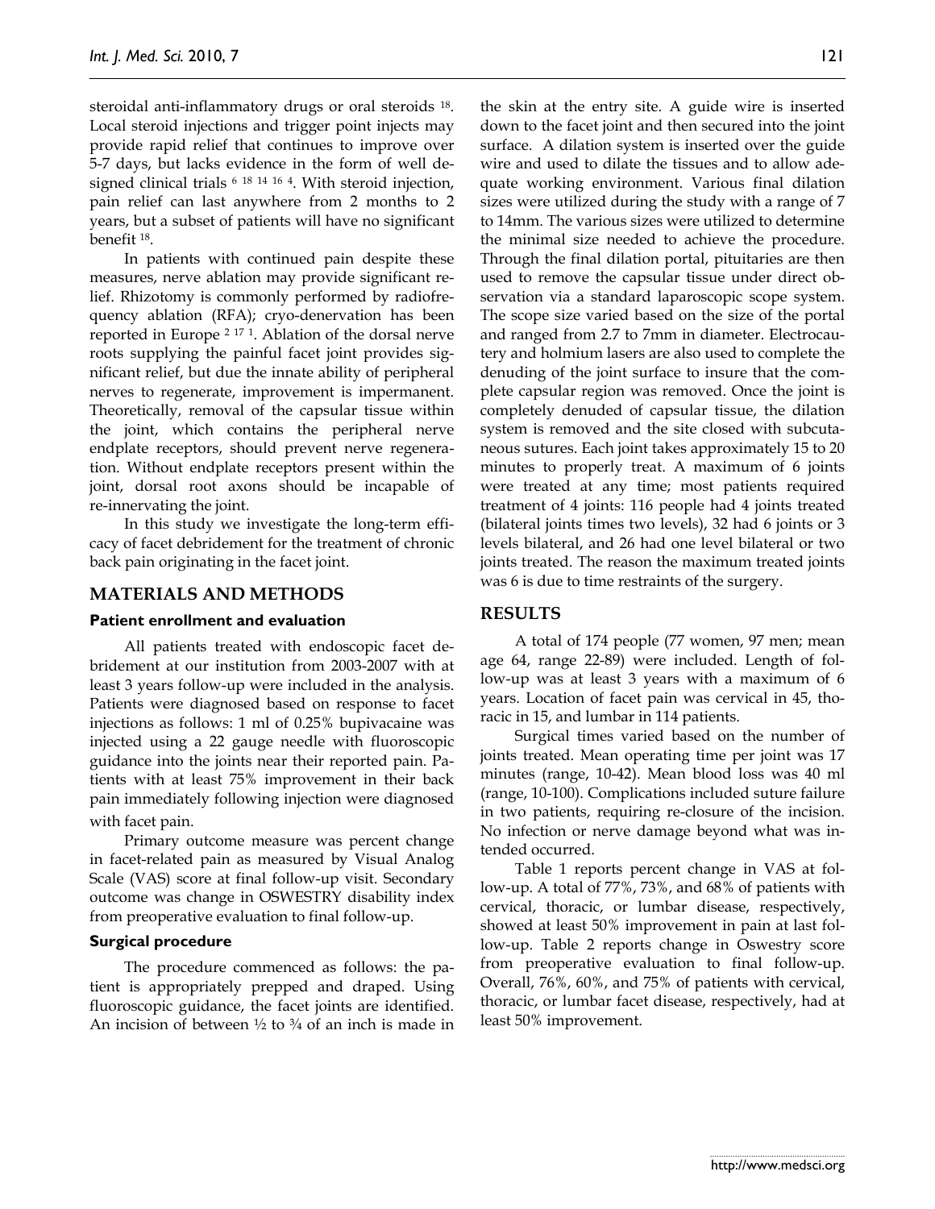steroidal anti-inflammatory drugs or oral steroids [18]. Local steroid injections and trigger point injects may provide rapid relief that continues to improve over 5-7 days, but lacks evidence in the form of well designed clinical trials [6 18 14 16 4]. With steroid injection, pain relief can last anywhere from 2 months to 2 years, but a subset of patients will have no significant benefit [18].

In patients with continued pain despite these measures, nerve ablation may provide significant relief. Rhizotomy is commonly performed by radiofrequency ablation (RFA); cryo-denervation has been reported in Europe [2 17 1]. Ablation of the dorsal nerve roots supplying the painful facet joint provides significant relief, but due the innate ability of peripheral nerves to regenerate, improvement is impermanent. Theoretically, removal of the capsular tissue within the joint, which contains the peripheral nerve endplate receptors, should prevent nerve regeneration. Without endplate receptors present within the joint, dorsal root axons should be incapable of re-innervating the joint.

In this study we investigate the long-term efficacy of facet debridement for the treatment of chronic back pain originating in the facet joint.

## MATERIALS AND METHODS

### Patient enrollment and evaluation

All patients treated with endoscopic facet debridement at our institution from 2003-2007 with at least 3 years follow-up were included in the analysis. Patients were diagnosed based on response to facet injections as follows: 1 ml of 0.25% bupivacaine was injected using a 22 gauge needle with fluoroscopic guidance into the joints near their reported pain. Patients with at least 75% improvement in their back pain immediately following injection were diagnosed with facet pain.

Primary outcome measure was percent change in facet-related pain as measured by Visual Analog Scale (VAS) score at final follow-up visit. Secondary outcome was change in OSWESTRY disability index from preoperative evaluation to final follow-up.

### Surgical procedure

The procedure commenced as follows: the patient is appropriately prepped and draped. Using fluoroscopic guidance, the facet joints are identified. An incision of between ½ to ¾ of an inch is made in the skin at the entry site. A guide wire is inserted down to the facet joint and then secured into the joint surface. A dilation system is inserted over the guide wire and used to dilate the tissues and to allow adequate working environment. Various final dilation sizes were utilized during the study with a range of 7 to 14mm. The various sizes were utilized to determine the minimal size needed to achieve the procedure. Through the final dilation portal, pituitaries are then used to remove the capsular tissue under direct observation via a standard laparoscopic scope system. The scope size varied based on the size of the portal and ranged from 2.7 to 7mm in diameter. Electrocautery and holmium lasers are also used to complete the denuding of the joint surface to insure that the complete capsular region was removed. Once the joint is completely denuded of capsular tissue, the dilation system is removed and the site closed with subcutaneous sutures. Each joint takes approximately 15 to 20 minutes to properly treat. A maximum of 6 joints were treated at any time; most patients required treatment of 4 joints: 116 people had 4 joints treated (bilateral joints times two levels), 32 had 6 joints or 3 levels bilateral, and 26 had one level bilateral or two joints treated. The reason the maximum treated joints was 6 is due to time restraints of the surgery.

## RESULTS

A total of 174 people (77 women, 97 men; mean age 64, range 22-89) were included. Length of follow-up was at least 3 years with a maximum of 6 years. Location of facet pain was cervical in 45, thoracic in 15, and lumbar in 114 patients.

Surgical times varied based on the number of joints treated. Mean operating time per joint was 17 minutes (range, 10-42). Mean blood loss was 40 ml (range, 10-100). Complications included suture failure in two patients, requiring re-closure of the incision. No infection or nerve damage beyond what was intended occurred.

Table 1 reports percent change in VAS at follow-up. A total of 77%, 73%, and 68% of patients with cervical, thoracic, or lumbar disease, respectively, showed at least 50% improvement in pain at last follow-up. Table 2 reports change in Oswestry score from preoperative evaluation to final follow-up. Overall, 76%, 60%, and 75% of patients with cervical, thoracic, or lumbar facet disease, respectively, had at least 50% improvement.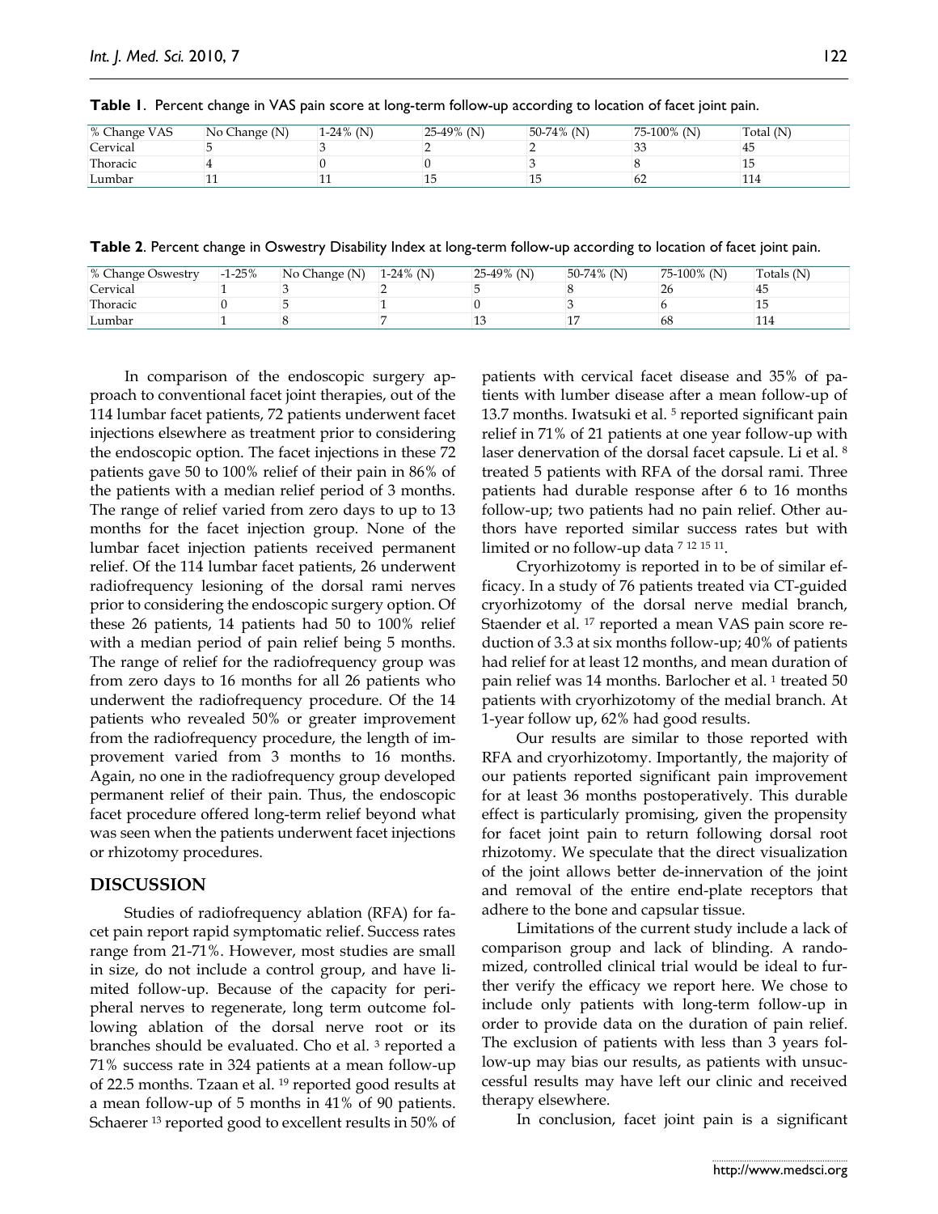**Table 1**. Percent change in VAS pain score at long-term follow-up according to location of facet joint pain.

| % Change VAS | No Change (N) | 1-24% (N) | 25-49% (N) | 50-74% (N) | 75-100% (N) | Total (N) |
|---|---|---|---|---|---|---|
| Cervical | 5 | 3 | 2 | 2 | 33 | 45 |
| Thoracic | 4 | 0 | 0 | 3 | 8 | 15 |
| Lumbar | 11 | 11 | 15 | 15 | 62 | 114 |

**Table 2**. Percent change in Oswestry Disability Index at long-term follow-up according to location of facet joint pain.

| % Change Oswestry | -1-25% | No Change (N) | 1-24% (N) | 25-49% (N) | 50-74% (N) | 75-100% (N) | Totals (N) |
|---|---|---|---|---|---|---|---|
| Cervical | 1 | 3 | 2 | 5 | 8 | 26 | 45 |
| Thoracic | 0 | 5 | 1 | 0 | 3 | 6 | 15 |
| Lumbar | 1 | 8 | 7 | 13 | 17 | 68 | 114 |

In comparison of the endoscopic surgery approach to conventional facet joint therapies, out of the 114 lumbar facet patients, 72 patients underwent facet injections elsewhere as treatment prior to considering the endoscopic option. The facet injections in these 72 patients gave 50 to 100% relief of their pain in 86% of the patients with a median relief period of 3 months. The range of relief varied from zero days to up to 13 months for the facet injection group. None of the lumbar facet injection patients received permanent relief. Of the 114 lumbar facet patients, 26 underwent radiofrequency lesioning of the dorsal rami nerves prior to considering the endoscopic surgery option. Of these 26 patients, 14 patients had 50 to 100% relief with a median period of pain relief being 5 months. The range of relief for the radiofrequency group was from zero days to 16 months for all 26 patients who underwent the radiofrequency procedure. Of the 14 patients who revealed 50% or greater improvement from the radiofrequency procedure, the length of improvement varied from 3 months to 16 months. Again, no one in the radiofrequency group developed permanent relief of their pain. Thus, the endoscopic facet procedure offered long-term relief beyond what was seen when the patients underwent facet injections or rhizotomy procedures.

## DISCUSSION

Studies of radiofrequency ablation (RFA) for facet pain report rapid symptomatic relief. Success rates range from 21-71%. However, most studies are small in size, do not include a control group, and have limited follow-up. Because of the capacity for peripheral nerves to regenerate, long term outcome following ablation of the dorsal nerve root or its branches should be evaluated. Cho et al. [3] reported a 71% success rate in 324 patients at a mean follow-up of 22.5 months. Tzaan et al. [19] reported good results at a mean follow-up of 5 months in 41% of 90 patients. Schaerer [13] reported good to excellent results in 50% of patients with cervical facet disease and 35% of patients with lumber disease after a mean follow-up of 13.7 months. Iwatsuki et al. [5] reported significant pain relief in 71% of 21 patients at one year follow-up with laser denervation of the dorsal facet capsule. Li et al. [8] treated 5 patients with RFA of the dorsal rami. Three patients had durable response after 6 to 16 months follow-up; two patients had no pain relief. Other authors have reported similar success rates but with limited or no follow-up data [7 12 15 11].

Cryorhizotomy is reported in to be of similar efficacy. In a study of 76 patients treated via CT-guided cryorhizotomy of the dorsal nerve medial branch, Staender et al. [17] reported a mean VAS pain score reduction of 3.3 at six months follow-up; 40% of patients had relief for at least 12 months, and mean duration of pain relief was 14 months. Barlocher et al. [1] treated 50 patients with cryorhizotomy of the medial branch. At 1-year follow up, 62% had good results.

Our results are similar to those reported with RFA and cryorhizotomy. Importantly, the majority of our patients reported significant pain improvement for at least 36 months postoperatively. This durable effect is particularly promising, given the propensity for facet joint pain to return following dorsal root rhizotomy. We speculate that the direct visualization of the joint allows better de-innervation of the joint and removal of the entire end-plate receptors that adhere to the bone and capsular tissue.

Limitations of the current study include a lack of comparison group and lack of blinding. A randomized, controlled clinical trial would be ideal to further verify the efficacy we report here. We chose to include only patients with long-term follow-up in order to provide data on the duration of pain relief. The exclusion of patients with less than 3 years follow-up may bias our results, as patients with unsuccessful results may have left our clinic and received therapy elsewhere.

In conclusion, facet joint pain is a significant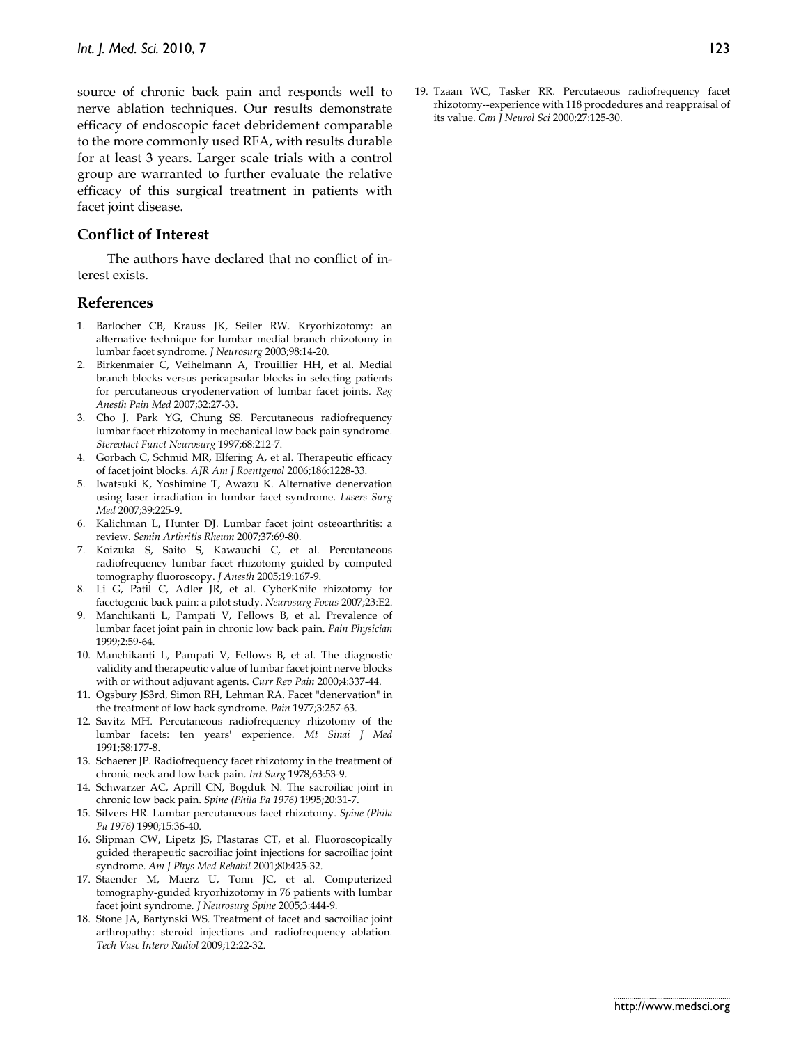source of chronic back pain and responds well to nerve ablation techniques. Our results demonstrate efficacy of endoscopic facet debridement comparable to the more commonly used RFA, with results durable for at least 3 years. Larger scale trials with a control group are warranted to further evaluate the relative efficacy of this surgical treatment in patients with facet joint disease.

## Conflict of Interest

The authors have declared that no conflict of interest exists.

## References

1. Barlocher CB, Krauss JK, Seiler RW. Kryorhizotomy: an alternative technique for lumbar medial branch rhizotomy in lumbar facet syndrome. *J Neurosurg* 2003;98:14-20.
2. Birkenmaier C, Veihelmann A, Trouillier HH, et al. Medial branch blocks versus pericapsular blocks in selecting patients for percutaneous cryodenervation of lumbar facet joints. *Reg Anesth Pain Med* 2007;32:27-33.
3. Cho J, Park YG, Chung SS. Percutaneous radiofrequency lumbar facet rhizotomy in mechanical low back pain syndrome. *Stereotact Funct Neurosurg* 1997;68:212-7.
4. Gorbach C, Schmid MR, Elfering A, et al. Therapeutic efficacy of facet joint blocks. *AJR Am J Roentgenol* 2006;186:1228-33.
5. Iwatsuki K, Yoshimine T, Awazu K. Alternative denervation using laser irradiation in lumbar facet syndrome. *Lasers Surg Med* 2007;39:225-9.
6. Kalichman L, Hunter DJ. Lumbar facet joint osteoarthritis: a review. *Semin Arthritis Rheum* 2007;37:69-80.
7. Koizuka S, Saito S, Kawauchi C, et al. Percutaneous radiofrequency lumbar facet rhizotomy guided by computed tomography fluoroscopy. *J Anesth* 2005;19:167-9.
8. Li G, Patil C, Adler JR, et al. CyberKnife rhizotomy for facetogenic back pain: a pilot study. *Neurosurg Focus* 2007;23:E2.
9. Manchikanti L, Pampati V, Fellows B, et al. Prevalence of lumbar facet joint pain in chronic low back pain. *Pain Physician* 1999;2:59-64.
10. Manchikanti L, Pampati V, Fellows B, et al. The diagnostic validity and therapeutic value of lumbar facet joint nerve blocks with or without adjuvant agents. *Curr Rev Pain* 2000;4:337-44.
11. Ogsbury JS3rd, Simon RH, Lehman RA. Facet "denervation" in the treatment of low back syndrome. *Pain* 1977;3:257-63.
12. Savitz MH. Percutaneous radiofrequency rhizotomy of the lumbar facets: ten years' experience. *Mt Sinai J Med* 1991;58:177-8.
13. Schaerer JP. Radiofrequency facet rhizotomy in the treatment of chronic neck and low back pain. *Int Surg* 1978;63:53-9.
14. Schwarzer AC, Aprill CN, Bogduk N. The sacroiliac joint in chronic low back pain. *Spine (Phila Pa 1976)* 1995;20:31-7.
15. Silvers HR. Lumbar percutaneous facet rhizotomy. *Spine (Phila Pa 1976)* 1990;15:36-40.
16. Slipman CW, Lipetz JS, Plastaras CT, et al. Fluoroscopically guided therapeutic sacroiliac joint injections for sacroiliac joint syndrome. *Am J Phys Med Rehabil* 2001;80:425-32.
17. Staender M, Maerz U, Tonn JC, et al. Computerized tomography-guided kryorhizotomy in 76 patients with lumbar facet joint syndrome. *J Neurosurg Spine* 2005;3:444-9.
18. Stone JA, Bartynski WS. Treatment of facet and sacroiliac joint arthropathy: steroid injections and radiofrequency ablation. *Tech Vasc Interv Radiol* 2009;12:22-32.
19. Tzaan WC, Tasker RR. Percutaeous radiofrequency facet rhizotomy--experience with 118 procdedures and reappraisal of its value. *Can J Neurol Sci* 2000;27:125-30.